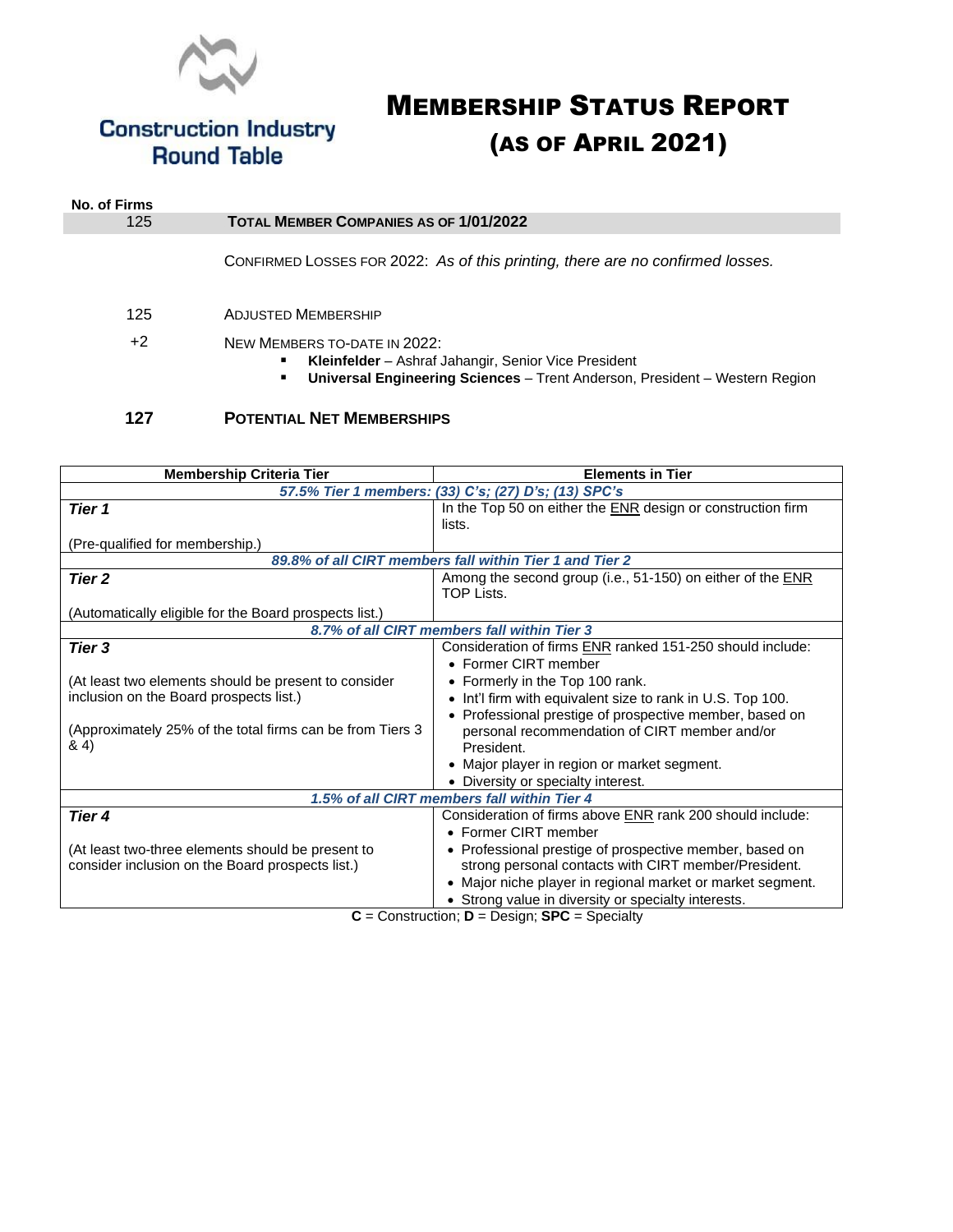Construction Industry Round Table

# Membership Status Report (as of April 2021)

**No. of Firms**

| No. of Firms | |
|---|---|
| 125 | **Total Member Companies as of 1/01/2022** |
| | Confirmed Losses for 2022: *As of this printing, there are no confirmed losses.* |
| 125 | Adjusted Membership |
| +2 | New Members to-date in 2022: |
| | ▪ **Kleinfelder** – Ashraf Jahangir, Senior Vice President |
| | ▪ **Universal Engineering Sciences** – Trent Anderson, President – Western Region |
| **127** | **Potential Net Memberships** |

| Membership Criteria Tier | Elements in Tier |
|---|---|
| ***57.5% Tier 1 members: (33) C's; (27) D's; (13) SPC's*** | |
| ***Tier 1***<br><br>(Pre-qualified for membership.) | In the Top 50 on either the ENR design or construction firm lists. |
| ***89.8% of all CIRT members fall within Tier 1 and Tier 2*** | |
| ***Tier 2***<br><br>(Automatically eligible for the Board prospects list.) | Among the second group (i.e., 51-150) on either of the ENR TOP Lists. |
| ***8.7% of all CIRT members fall within Tier 3*** | |
| ***Tier 3***<br><br>(At least two elements should be present to consider inclusion on the Board prospects list.)<br><br>(Approximately 25% of the total firms can be from Tiers 3 & 4) | Consideration of firms ENR ranked 151-250 should include:<br>• Former CIRT member<br>• Formerly in the Top 100 rank.<br>• Int'l firm with equivalent size to rank in U.S. Top 100.<br>• Professional prestige of prospective member, based on personal recommendation of CIRT member and/or President.<br>• Major player in region or market segment.<br>• Diversity or specialty interest. |
| ***1.5% of all CIRT members fall within Tier 4*** | |
| ***Tier 4***<br><br>(At least two-three elements should be present to consider inclusion on the Board prospects list.) | Consideration of firms above ENR rank 200 should include:<br>• Former CIRT member<br>• Professional prestige of prospective member, based on strong personal contacts with CIRT member/President.<br>• Major niche player in regional market or market segment.<br>• Strong value in diversity or specialty interests. |

**C** = Construction; **D** = Design; **SPC** = Specialty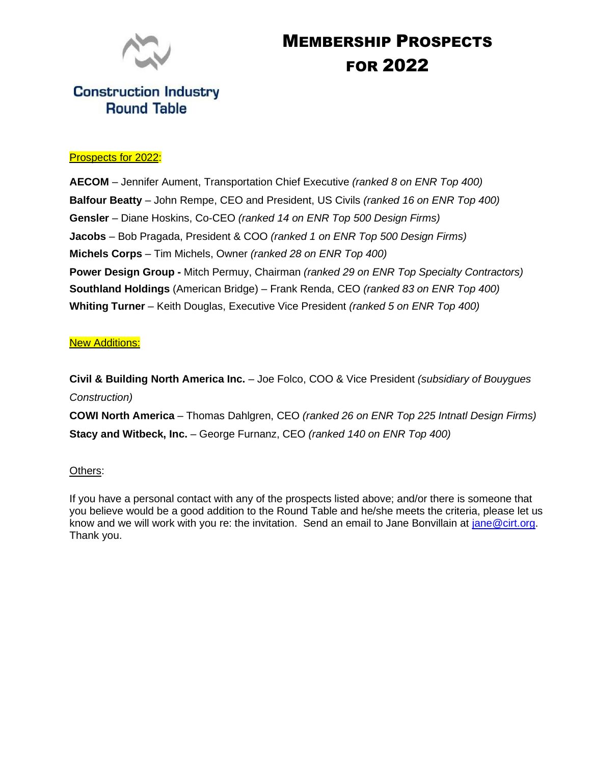Construction Industry Round Table

# Membership Prospects for 2022

Prospects for 2022:

**AECOM** – Jennifer Aument, Transportation Chief Executive *(ranked 8 on ENR Top 400)*
**Balfour Beatty** – John Rempe, CEO and President, US Civils *(ranked 16 on ENR Top 400)*
**Gensler** – Diane Hoskins, Co-CEO *(ranked 14 on ENR Top 500 Design Firms)*
**Jacobs** – Bob Pragada, President & COO *(ranked 1 on ENR Top 500 Design Firms)*
**Michels Corps** – Tim Michels, Owner *(ranked 28 on ENR Top 400)*
**Power Design Group -** Mitch Permuy, Chairman *(ranked 29 on ENR Top Specialty Contractors)*
**Southland Holdings** (American Bridge) – Frank Renda, CEO *(ranked 83 on ENR Top 400)*
**Whiting Turner** – Keith Douglas, Executive Vice President *(ranked 5 on ENR Top 400)*

New Additions:

**Civil & Building North America Inc.** – Joe Folco, COO & Vice President *(subsidiary of Bouygues Construction)*
**COWI North America** – Thomas Dahlgren, CEO *(ranked 26 on ENR Top 225 Intnatl Design Firms)*
**Stacy and Witbeck, Inc.** – George Furnanz, CEO *(ranked 140 on ENR Top 400)*

Others:

If you have a personal contact with any of the prospects listed above; and/or there is someone that you believe would be a good addition to the Round Table and he/she meets the criteria, please let us know and we will work with you re: the invitation. Send an email to Jane Bonvillain at jane@cirt.org. Thank you.